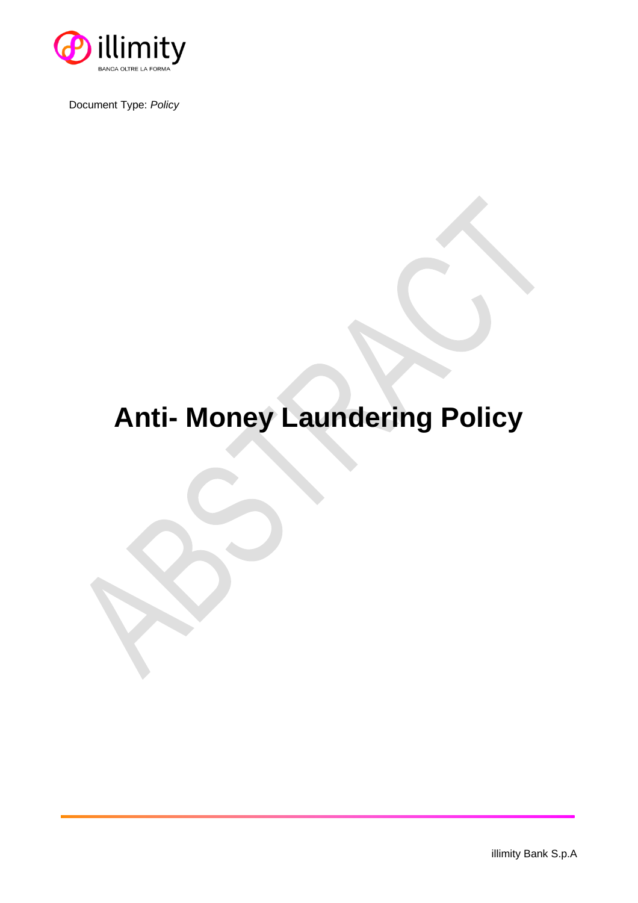illimity

BANCA OLTRE LA FORMA

Document Type: *Policy*

# Anti- Money Laundering Policy

illimity Bank S.p.A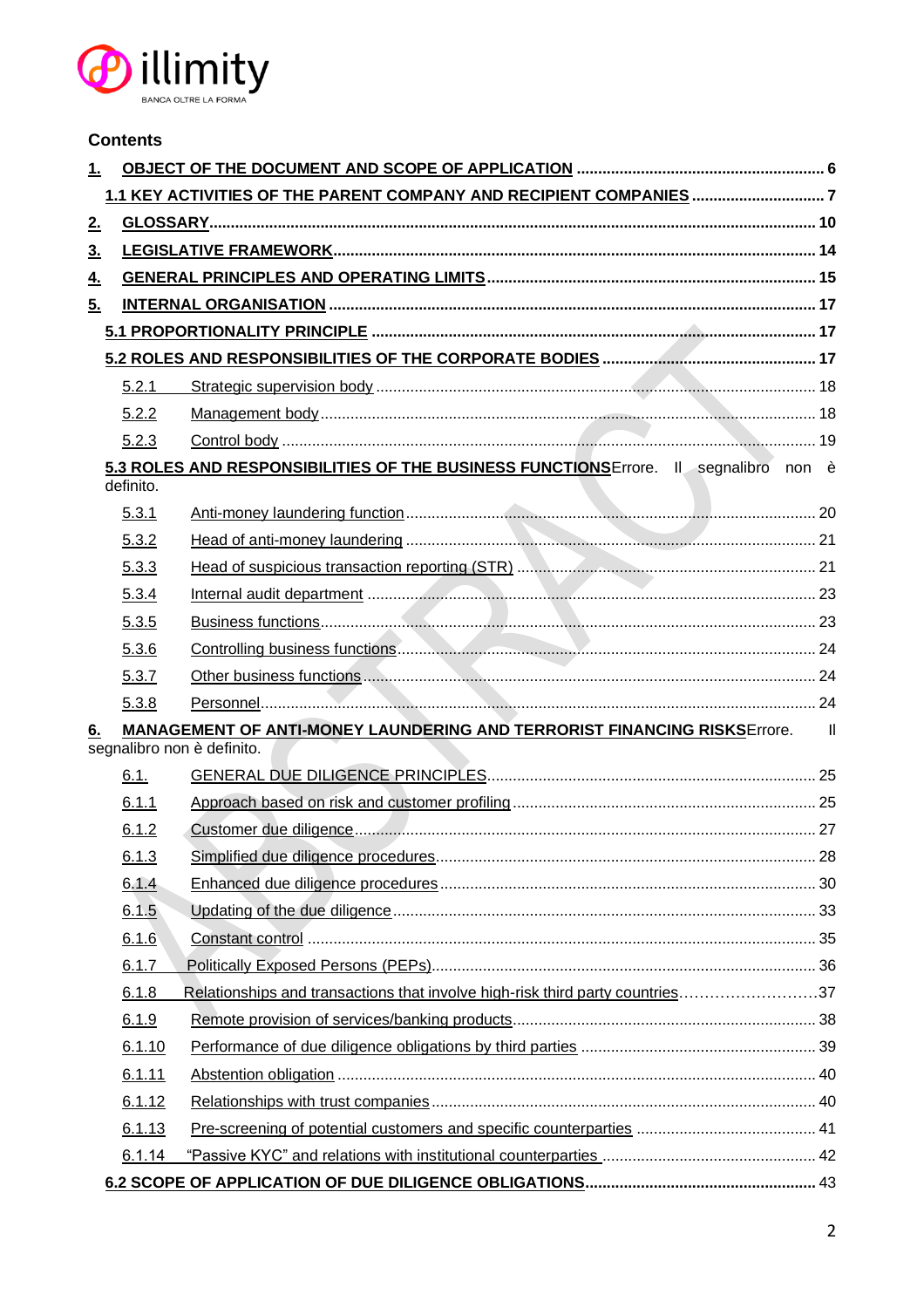**Contents**

1. OBJECT OF THE DOCUMENT AND SCOPE OF APPLICATION ..... 6
   - 1.1 KEY ACTIVITIES OF THE PARENT COMPANY AND RECIPIENT COMPANIES ..... 7
2. GLOSSARY ..... 10
3. LEGISLATIVE FRAMEWORK ..... 14
4. GENERAL PRINCIPLES AND OPERATING LIMITS ..... 15
5. INTERNAL ORGANISATION ..... 17
   - 5.1 PROPORTIONALITY PRINCIPLE ..... 17
   - 5.2 ROLES AND RESPONSIBILITIES OF THE CORPORATE BODIES ..... 17
     - 5.2.1 Strategic supervision body ..... 18
     - 5.2.2 Management body ..... 18
     - 5.2.3 Control body ..... 19
   - 5.3 ROLES AND RESPONSIBILITIES OF THE BUSINESS FUNCTIONS Errore. Il segnalibro non è definito.
     - 5.3.1 Anti-money laundering function ..... 20
     - 5.3.2 Head of anti-money laundering ..... 21
     - 5.3.3 Head of suspicious transaction reporting (STR) ..... 21
     - 5.3.4 Internal audit department ..... 23
     - 5.3.5 Business functions ..... 23
     - 5.3.6 Controlling business functions ..... 24
     - 5.3.7 Other business functions ..... 24
     - 5.3.8 Personnel ..... 24
6. MANAGEMENT OF ANTI-MONEY LAUNDERING AND TERRORIST FINANCING RISKS Errore. Il segnalibro non è definito.
   - 6.1. GENERAL DUE DILIGENCE PRINCIPLES ..... 25
     - 6.1.1 Approach based on risk and customer profiling ..... 25
     - 6.1.2 Customer due diligence ..... 27
     - 6.1.3 Simplified due diligence procedures ..... 28
     - 6.1.4 Enhanced due diligence procedures ..... 30
     - 6.1.5 Updating of the due diligence ..... 33
     - 6.1.6 Constant control ..... 35
     - 6.1.7 Politically Exposed Persons (PEPs) ..... 36
     - 6.1.8 Relationships and transactions that involve high-risk third party countries ..... 37
     - 6.1.9 Remote provision of services/banking products ..... 38
     - 6.1.10 Performance of due diligence obligations by third parties ..... 39
     - 6.1.11 Abstention obligation ..... 40
     - 6.1.12 Relationships with trust companies ..... 40
     - 6.1.13 Pre-screening of potential customers and specific counterparties ..... 41
     - 6.1.14 "Passive KYC" and relations with institutional counterparties ..... 42
   - 6.2 SCOPE OF APPLICATION OF DUE DILIGENCE OBLIGATIONS ..... 43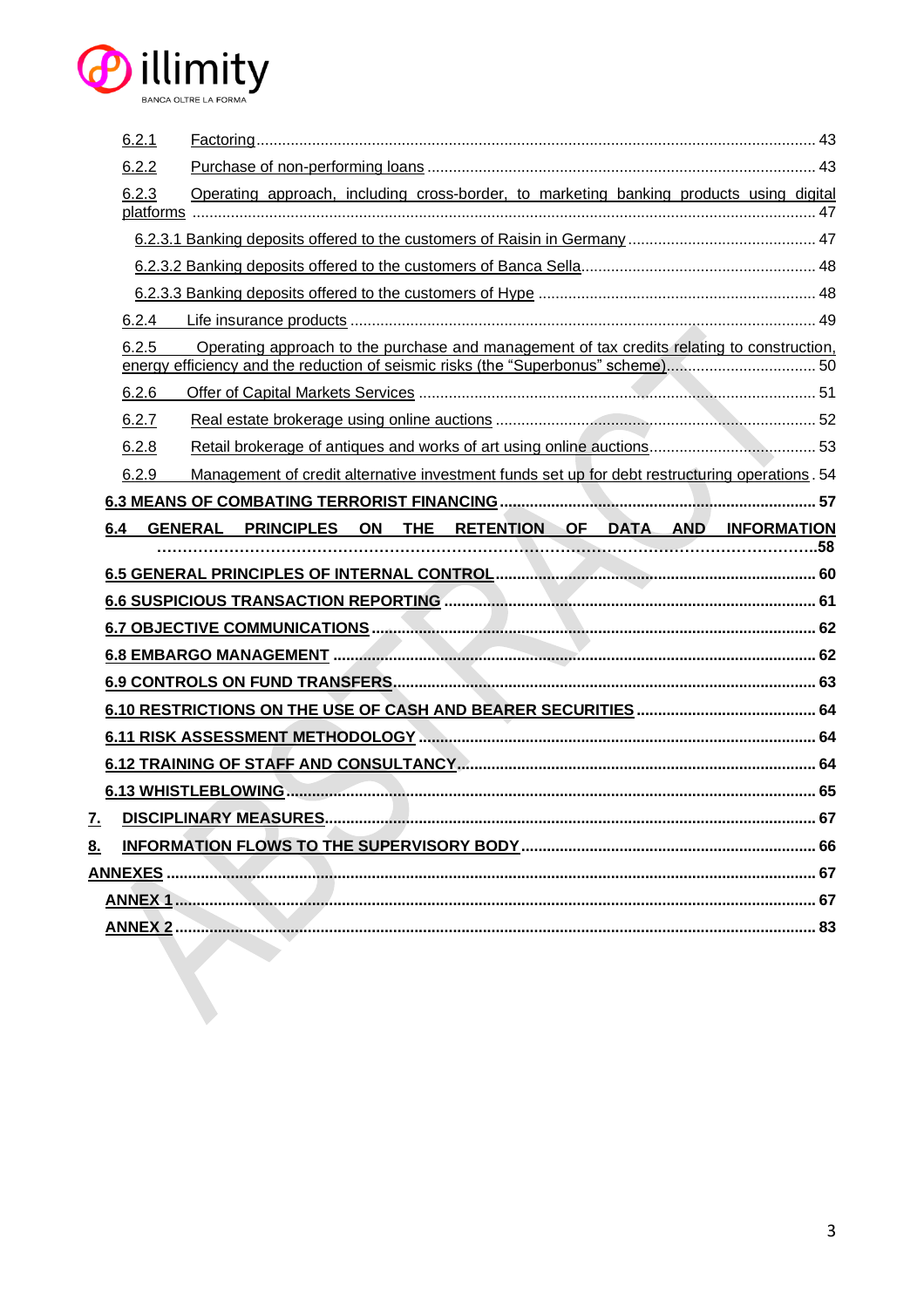6.2.1 Factoring ........................................................................................................................... 43

6.2.2 Purchase of non-performing loans ......................................................................................... 43

6.2.3 Operating approach, including cross-border, to marketing banking products using digital platforms ................................................................................................................................ 47

6.2.3.1 Banking deposits offered to the customers of Raisin in Germany ........................................... 47

6.2.3.2 Banking deposits offered to the customers of Banca Sella ...................................................... 48

6.2.3.3 Banking deposits offered to the customers of Hype ................................................................ 48

6.2.4 Life insurance products ........................................................................................................... 49

6.2.5 Operating approach to the purchase and management of tax credits relating to construction, energy efficiency and the reduction of seismic risks (the "Superbonus" scheme) ................................. 50

6.2.6 Offer of Capital Markets Services ........................................................................................... 51

6.2.7 Real estate brokerage using online auctions ......................................................................... 52

6.2.8 Retail brokerage of antiques and works of art using online auctions ...................................... 53

6.2.9 Management of credit alternative investment funds set up for debt restructuring operations . 54

**6.3 MEANS OF COMBATING TERRORIST FINANCING** ........................................................................ 57

**6.4 GENERAL PRINCIPLES ON THE RETENTION OF DATA AND INFORMATION** ...............................58

**6.5 GENERAL PRINCIPLES OF INTERNAL CONTROL** ........................................................................ 60

**6.6 SUSPICIOUS TRANSACTION REPORTING** ..................................................................................... 61

**6.7 OBJECTIVE COMMUNICATIONS** ..................................................................................................... 62

**6.8 EMBARGO MANAGEMENT** ................................................................................................................ 62

**6.9 CONTROLS ON FUND TRANSFERS** ................................................................................................. 63

**6.10 RESTRICTIONS ON THE USE OF CASH AND BEARER SECURITIES** .......................................... 64

**6.11 RISK ASSESSMENT METHODOLOGY** ............................................................................................. 64

**6.12 TRAINING OF STAFF AND CONSULTANCY** ..................................................................................... 64

**6.13 WHISTLEBLOWING** ........................................................................................................................... 65

**7. DISCIPLINARY MEASURES** ................................................................................................................ 67

**8. INFORMATION FLOWS TO THE SUPERVISORY BODY** .................................................................... 66

**ANNEXES** ................................................................................................................................................ 67

**ANNEX 1** .................................................................................................................................................. 67

**ANNEX 2** .................................................................................................................................................. 83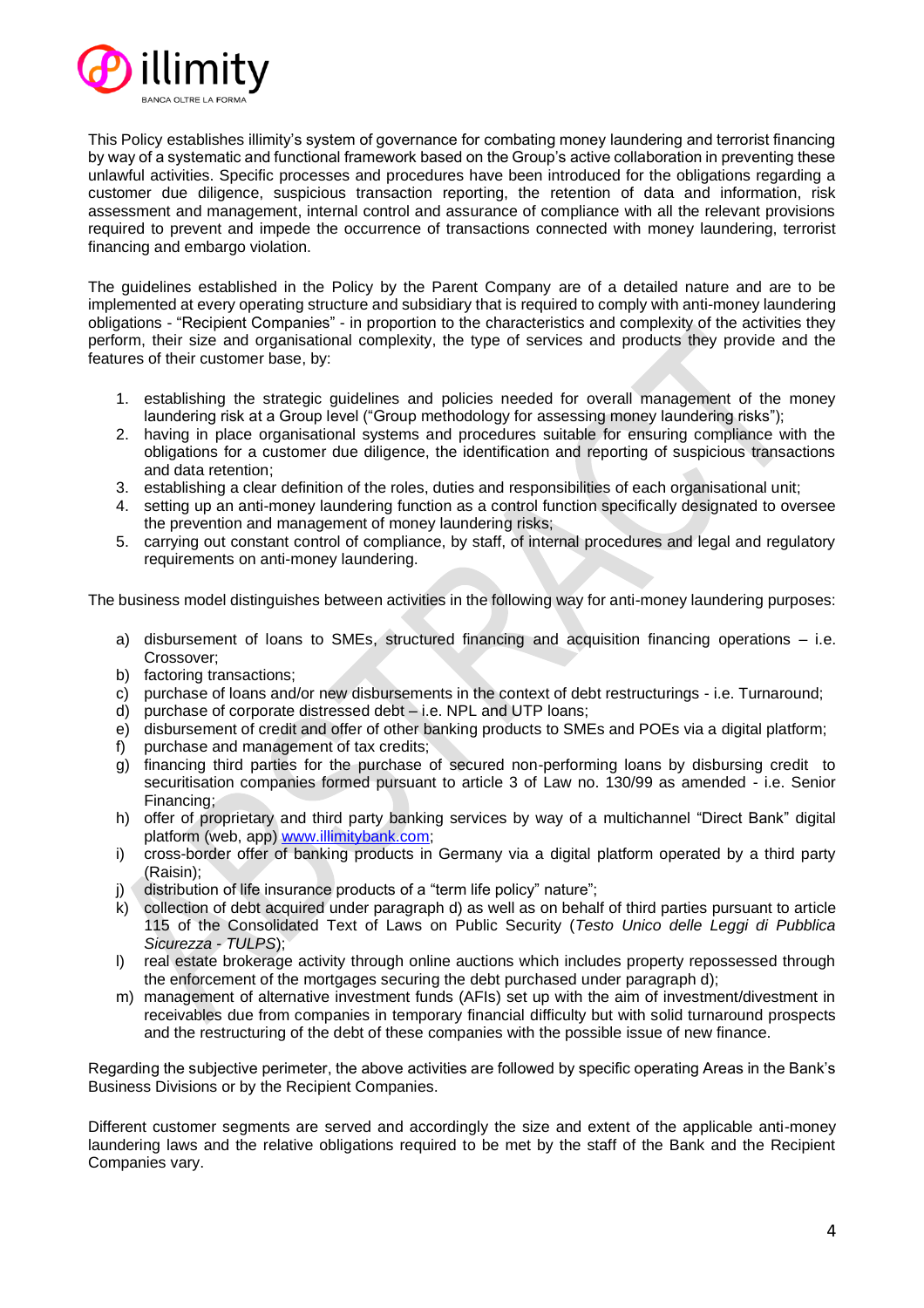This Policy establishes illimity's system of governance for combating money laundering and terrorist financing by way of a systematic and functional framework based on the Group's active collaboration in preventing these unlawful activities. Specific processes and procedures have been introduced for the obligations regarding a customer due diligence, suspicious transaction reporting, the retention of data and information, risk assessment and management, internal control and assurance of compliance with all the relevant provisions required to prevent and impede the occurrence of transactions connected with money laundering, terrorist financing and embargo violation.

The guidelines established in the Policy by the Parent Company are of a detailed nature and are to be implemented at every operating structure and subsidiary that is required to comply with anti-money laundering obligations - "Recipient Companies" - in proportion to the characteristics and complexity of the activities they perform, their size and organisational complexity, the type of services and products they provide and the features of their customer base, by:

1. establishing the strategic guidelines and policies needed for overall management of the money laundering risk at a Group level ("Group methodology for assessing money laundering risks");
2. having in place organisational systems and procedures suitable for ensuring compliance with the obligations for a customer due diligence, the identification and reporting of suspicious transactions and data retention;
3. establishing a clear definition of the roles, duties and responsibilities of each organisational unit;
4. setting up an anti-money laundering function as a control function specifically designated to oversee the prevention and management of money laundering risks;
5. carrying out constant control of compliance, by staff, of internal procedures and legal and regulatory requirements on anti-money laundering.

The business model distinguishes between activities in the following way for anti-money laundering purposes:

a) disbursement of loans to SMEs, structured financing and acquisition financing operations – i.e. Crossover;
b) factoring transactions;
c) purchase of loans and/or new disbursements in the context of debt restructurings - i.e. Turnaround;
d) purchase of corporate distressed debt – i.e. NPL and UTP loans;
e) disbursement of credit and offer of other banking products to SMEs and POEs via a digital platform;
f) purchase and management of tax credits;
g) financing third parties for the purchase of secured non-performing loans by disbursing credit to securitisation companies formed pursuant to article 3 of Law no. 130/99 as amended - i.e. Senior Financing;
h) offer of proprietary and third party banking services by way of a multichannel "Direct Bank" digital platform (web, app) [www.illimitybank.com](http://www.illimitybank.com);
i) cross-border offer of banking products in Germany via a digital platform operated by a third party (Raisin);
j) distribution of life insurance products of a "term life policy" nature";
k) collection of debt acquired under paragraph d) as well as on behalf of third parties pursuant to article 115 of the Consolidated Text of Laws on Public Security (*Testo Unico delle Leggi di Pubblica Sicurezza - TULPS*);
l) real estate brokerage activity through online auctions which includes property repossessed through the enforcement of the mortgages securing the debt purchased under paragraph d);
m) management of alternative investment funds (AFIs) set up with the aim of investment/divestment in receivables due from companies in temporary financial difficulty but with solid turnaround prospects and the restructuring of the debt of these companies with the possible issue of new finance.

Regarding the subjective perimeter, the above activities are followed by specific operating Areas in the Bank's Business Divisions or by the Recipient Companies.

Different customer segments are served and accordingly the size and extent of the applicable anti-money laundering laws and the relative obligations required to be met by the staff of the Bank and the Recipient Companies vary.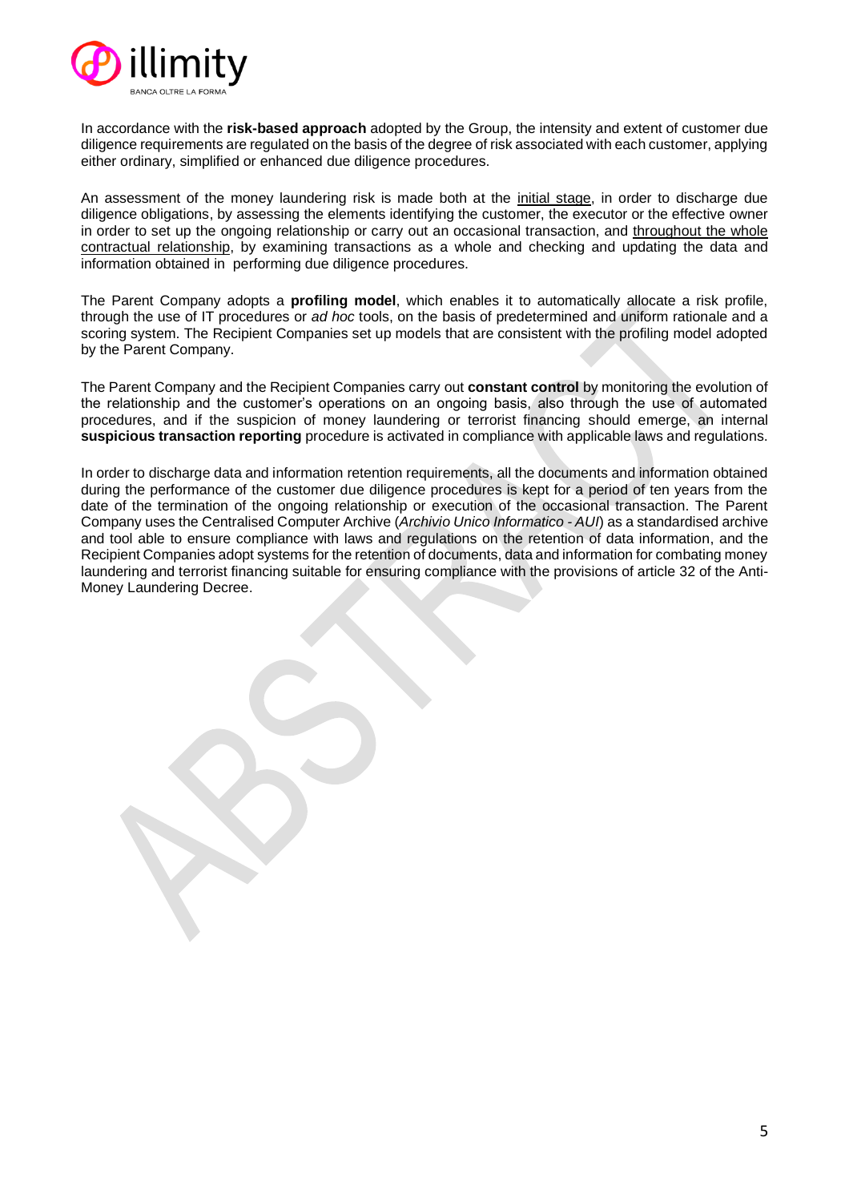In accordance with the **risk-based approach** adopted by the Group, the intensity and extent of customer due diligence requirements are regulated on the basis of the degree of risk associated with each customer, applying either ordinary, simplified or enhanced due diligence procedures.

An assessment of the money laundering risk is made both at the initial stage, in order to discharge due diligence obligations, by assessing the elements identifying the customer, the executor or the effective owner in order to set up the ongoing relationship or carry out an occasional transaction, and throughout the whole contractual relationship, by examining transactions as a whole and checking and updating the data and information obtained in performing due diligence procedures.

The Parent Company adopts a **profiling model**, which enables it to automatically allocate a risk profile, through the use of IT procedures or *ad hoc* tools, on the basis of predetermined and uniform rationale and a scoring system. The Recipient Companies set up models that are consistent with the profiling model adopted by the Parent Company.

The Parent Company and the Recipient Companies carry out **constant control** by monitoring the evolution of the relationship and the customer's operations on an ongoing basis, also through the use of automated procedures, and if the suspicion of money laundering or terrorist financing should emerge, an internal **suspicious transaction reporting** procedure is activated in compliance with applicable laws and regulations.

In order to discharge data and information retention requirements, all the documents and information obtained during the performance of the customer due diligence procedures is kept for a period of ten years from the date of the termination of the ongoing relationship or execution of the occasional transaction. The Parent Company uses the Centralised Computer Archive (*Archivio Unico Informatico - AUI*) as a standardised archive and tool able to ensure compliance with laws and regulations on the retention of data information, and the Recipient Companies adopt systems for the retention of documents, data and information for combating money laundering and terrorist financing suitable for ensuring compliance with the provisions of article 32 of the Anti-Money Laundering Decree.